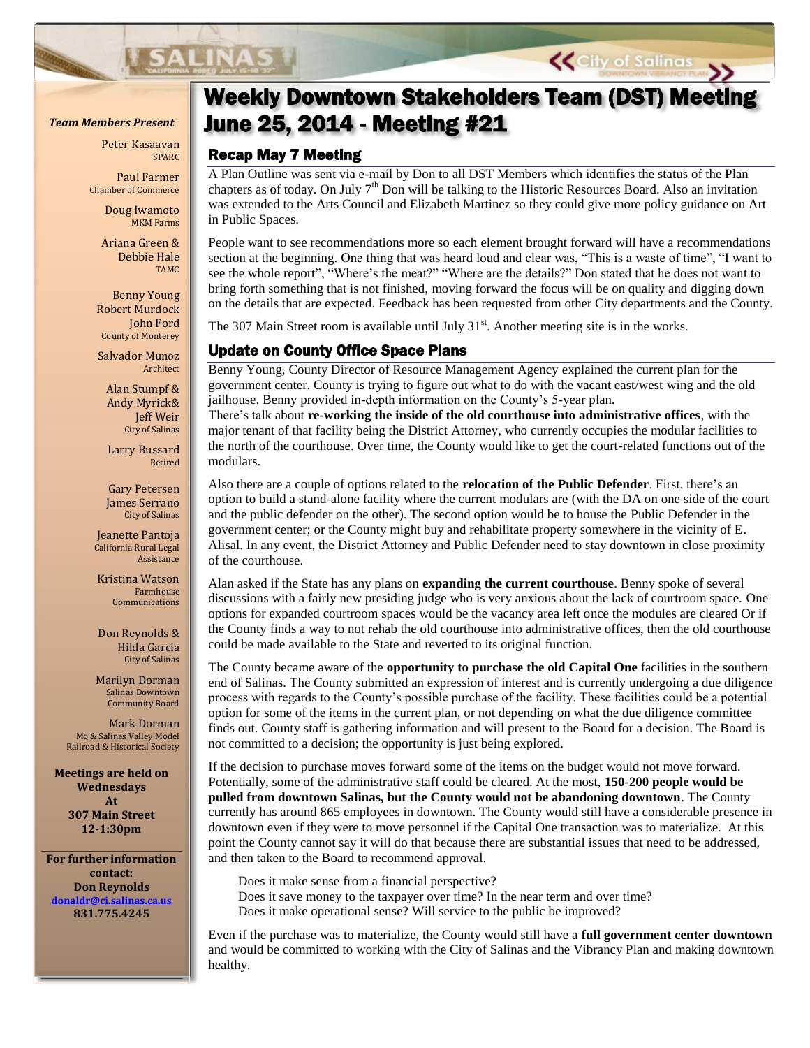# Weekly Downtown Stakeholders Team (DST) Meeting June 25, 2014 - Meeting #21

*Team Members Present*

Peter Kasaavan
SPARC

Paul Farmer
Chamber of Commerce

Doug Iwamoto
MKM Farms

Ariana Green & Debbie Hale
TAMC

Benny Young
Robert Murdock
John Ford
County of Monterey

Salvador Munoz
Architect

Alan Stumpf & Andy Myrick& Jeff Weir
City of Salinas

Larry Bussard
Retired

Gary Petersen
James Serrano
City of Salinas

Jeanette Pantoja
California Rural Legal Assistance

Kristina Watson
Farmhouse Communications

Don Reynolds & Hilda Garcia
City of Salinas

Marilyn Dorman
Salinas Downtown Community Board

Mark Dorman
Mo & Salinas Valley Model Railroad & Historical Society

**Meetings are held on Wednesdays At 307 Main Street 12-1:30pm**

**For further information contact: Don Reynolds donaldr@ci.salinas.ca.us 831.775.4245**

## Recap May 7 Meeting

A Plan Outline was sent via e-mail by Don to all DST Members which identifies the status of the Plan chapters as of today. On July 7th Don will be talking to the Historic Resources Board. Also an invitation was extended to the Arts Council and Elizabeth Martinez so they could give more policy guidance on Art in Public Spaces.

People want to see recommendations more so each element brought forward will have a recommendations section at the beginning. One thing that was heard loud and clear was, "This is a waste of time", "I want to see the whole report", "Where's the meat?" "Where are the details?" Don stated that he does not want to bring forth something that is not finished, moving forward the focus will be on quality and digging down on the details that are expected. Feedback has been requested from other City departments and the County.

The 307 Main Street room is available until July 31st. Another meeting site is in the works.

## Update on County Office Space Plans

Benny Young, County Director of Resource Management Agency explained the current plan for the government center. County is trying to figure out what to do with the vacant east/west wing and the old jailhouse. Benny provided in-depth information on the County's 5-year plan.
There's talk about **re-working the inside of the old courthouse into administrative offices**, with the major tenant of that facility being the District Attorney, who currently occupies the modular facilities to the north of the courthouse. Over time, the County would like to get the court-related functions out of the modulars.

Also there are a couple of options related to the **relocation of the Public Defender**. First, there's an option to build a stand-alone facility where the current modulars are (with the DA on one side of the court and the public defender on the other). The second option would be to house the Public Defender in the government center; or the County might buy and rehabilitate property somewhere in the vicinity of E. Alisal. In any event, the District Attorney and Public Defender need to stay downtown in close proximity of the courthouse.

Alan asked if the State has any plans on **expanding the current courthouse**. Benny spoke of several discussions with a fairly new presiding judge who is very anxious about the lack of courtroom space. One options for expanded courtroom spaces would be the vacancy area left once the modules are cleared Or if the County finds a way to not rehab the old courthouse into administrative offices, then the old courthouse could be made available to the State and reverted to its original function.

The County became aware of the **opportunity to purchase the old Capital One** facilities in the southern end of Salinas. The County submitted an expression of interest and is currently undergoing a due diligence process with regards to the County's possible purchase of the facility. These facilities could be a potential option for some of the items in the current plan, or not depending on what the due diligence committee finds out. County staff is gathering information and will present to the Board for a decision. The Board is not committed to a decision; the opportunity is just being explored.

If the decision to purchase moves forward some of the items on the budget would not move forward. Potentially, some of the administrative staff could be cleared. At the most, **150-200 people would be pulled from downtown Salinas, but the County would not be abandoning downtown**. The County currently has around 865 employees in downtown. The County would still have a considerable presence in downtown even if they were to move personnel if the Capital One transaction was to materialize. At this point the County cannot say it will do that because there are substantial issues that need to be addressed, and then taken to the Board to recommend approval.

Does it make sense from a financial perspective?
Does it save money to the taxpayer over time? In the near term and over time?
Does it make operational sense? Will service to the public be improved?

Even if the purchase was to materialize, the County would still have a **full government center downtown** and would be committed to working with the City of Salinas and the Vibrancy Plan and making downtown healthy.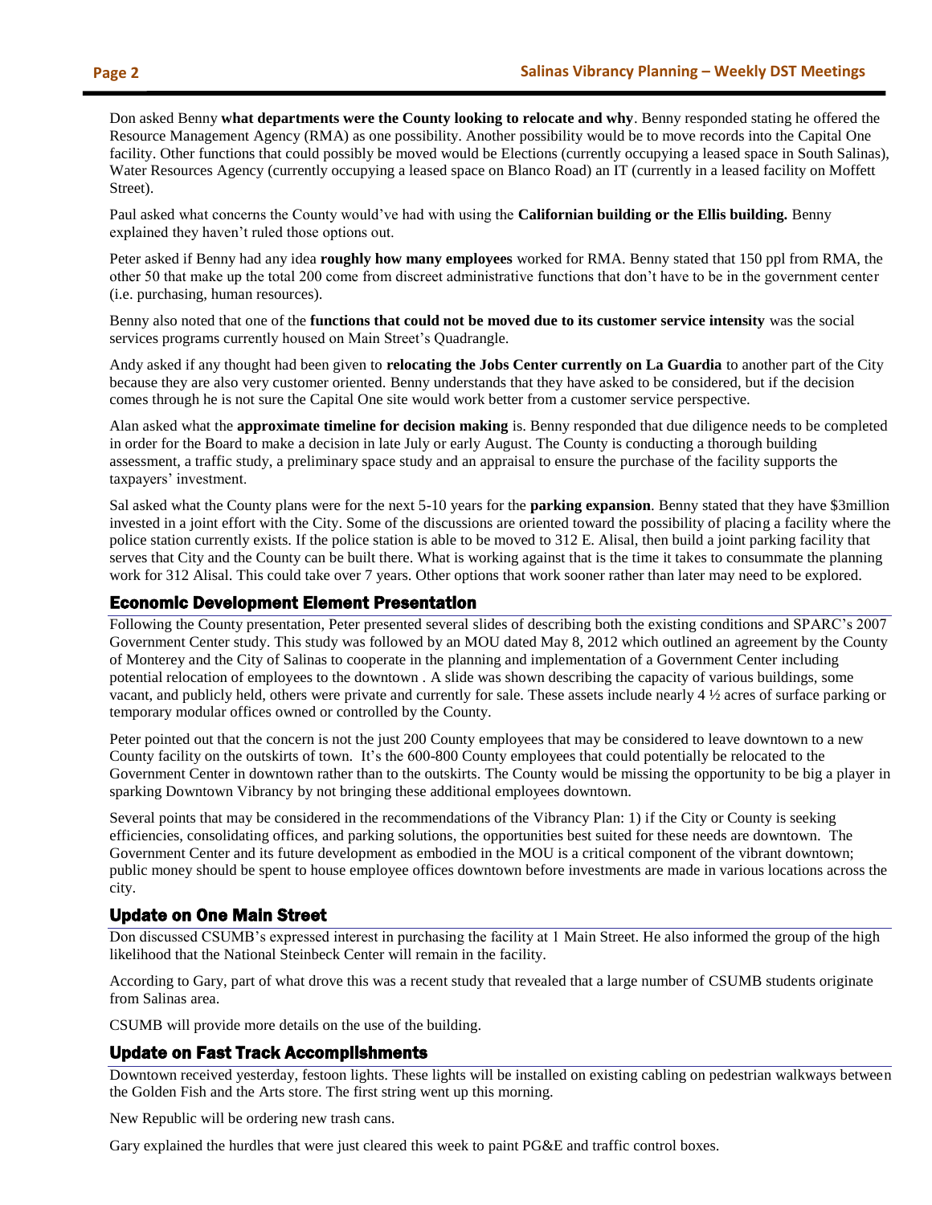Don asked Benny **what departments were the County looking to relocate and why**. Benny responded stating he offered the Resource Management Agency (RMA) as one possibility. Another possibility would be to move records into the Capital One facility. Other functions that could possibly be moved would be Elections (currently occupying a leased space in South Salinas), Water Resources Agency (currently occupying a leased space on Blanco Road) an IT (currently in a leased facility on Moffett Street).

Paul asked what concerns the County would've had with using the **Californian building or the Ellis building.** Benny explained they haven't ruled those options out.

Peter asked if Benny had any idea **roughly how many employees** worked for RMA. Benny stated that 150 ppl from RMA, the other 50 that make up the total 200 come from discreet administrative functions that don't have to be in the government center (i.e. purchasing, human resources).

Benny also noted that one of the **functions that could not be moved due to its customer service intensity** was the social services programs currently housed on Main Street's Quadrangle.

Andy asked if any thought had been given to **relocating the Jobs Center currently on La Guardia** to another part of the City because they are also very customer oriented. Benny understands that they have asked to be considered, but if the decision comes through he is not sure the Capital One site would work better from a customer service perspective.

Alan asked what the **approximate timeline for decision making** is. Benny responded that due diligence needs to be completed in order for the Board to make a decision in late July or early August. The County is conducting a thorough building assessment, a traffic study, a preliminary space study and an appraisal to ensure the purchase of the facility supports the taxpayers' investment.

Sal asked what the County plans were for the next 5-10 years for the **parking expansion**. Benny stated that they have $3million invested in a joint effort with the City. Some of the discussions are oriented toward the possibility of placing a facility where the police station currently exists. If the police station is able to be moved to 312 E. Alisal, then build a joint parking facility that serves that City and the County can be built there. What is working against that is the time it takes to consummate the planning work for 312 Alisal. This could take over 7 years. Other options that work sooner rather than later may need to be explored.

## Economic Development Element Presentation

Following the County presentation, Peter presented several slides of describing both the existing conditions and SPARC's 2007 Government Center study. This study was followed by an MOU dated May 8, 2012 which outlined an agreement by the County of Monterey and the City of Salinas to cooperate in the planning and implementation of a Government Center including potential relocation of employees to the downtown . A slide was shown describing the capacity of various buildings, some vacant, and publicly held, others were private and currently for sale. These assets include nearly 4 ½ acres of surface parking or temporary modular offices owned or controlled by the County.

Peter pointed out that the concern is not the just 200 County employees that may be considered to leave downtown to a new County facility on the outskirts of town. It's the 600-800 County employees that could potentially be relocated to the Government Center in downtown rather than to the outskirts. The County would be missing the opportunity to be big a player in sparking Downtown Vibrancy by not bringing these additional employees downtown.

Several points that may be considered in the recommendations of the Vibrancy Plan: 1) if the City or County is seeking efficiencies, consolidating offices, and parking solutions, the opportunities best suited for these needs are downtown. The Government Center and its future development as embodied in the MOU is a critical component of the vibrant downtown; public money should be spent to house employee offices downtown before investments are made in various locations across the city.

## Update on One Main Street

Don discussed CSUMB's expressed interest in purchasing the facility at 1 Main Street. He also informed the group of the high likelihood that the National Steinbeck Center will remain in the facility.

According to Gary, part of what drove this was a recent study that revealed that a large number of CSUMB students originate from Salinas area.

CSUMB will provide more details on the use of the building.

## Update on Fast Track Accomplishments

Downtown received yesterday, festoon lights. These lights will be installed on existing cabling on pedestrian walkways between the Golden Fish and the Arts store. The first string went up this morning.

New Republic will be ordering new trash cans.

Gary explained the hurdles that were just cleared this week to paint PG&E and traffic control boxes.